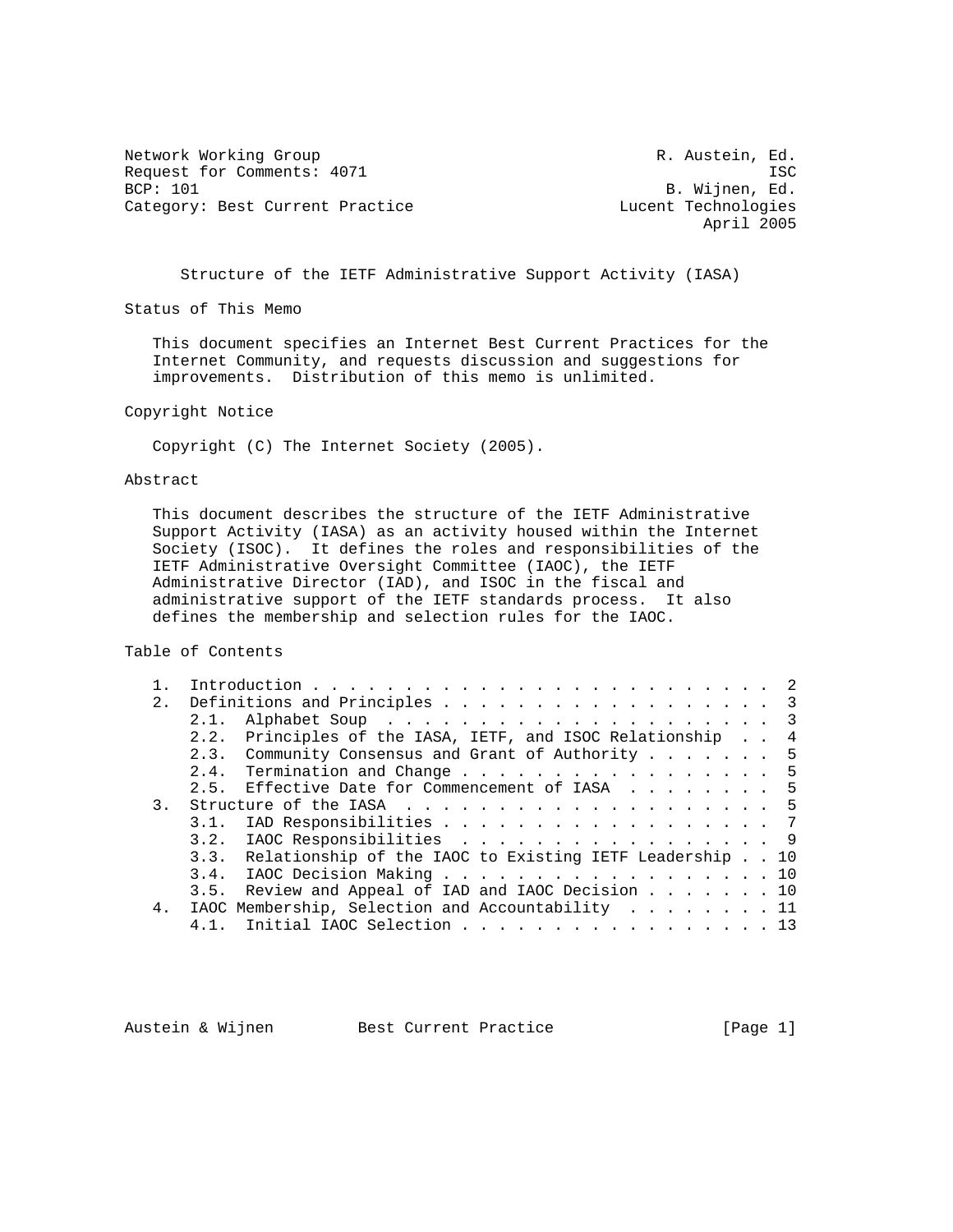Network Working Group R. Austein, Ed.
Request for Comments: 4071 ISC
BCP: 101 B. Wijnen, Ed.
Category: Best Current Practice Lucent Technologies
April 2005

# Structure of the IETF Administrative Support Activity (IASA)

## Status of This Memo

This document specifies an Internet Best Current Practices for the Internet Community, and requests discussion and suggestions for improvements. Distribution of this memo is unlimited.

## Copyright Notice

Copyright (C) The Internet Society (2005).

## Abstract

This document describes the structure of the IETF Administrative Support Activity (IASA) as an activity housed within the Internet Society (ISOC). It defines the roles and responsibilities of the IETF Administrative Oversight Committee (IAOC), the IETF Administrative Director (IAD), and ISOC in the fiscal and administrative support of the IETF standards process. It also defines the membership and selection rules for the IAOC.

## Table of Contents

```
1.  Introduction . . . . . . . . . . . . . . . . . . . . . . . . .  2
2.  Definitions and Principles . . . . . . . . . . . . . . . . . .  3
    2.1.  Alphabet Soup  . . . . . . . . . . . . . . . . . . . . .  3
    2.2.  Principles of the IASA, IETF, and ISOC Relationship  . .  4
    2.3.  Community Consensus and Grant of Authority . . . . . . .  5
    2.4.  Termination and Change . . . . . . . . . . . . . . . . .  5
    2.5.  Effective Date for Commencement of IASA  . . . . . . . .  5
3.  Structure of the IASA  . . . . . . . . . . . . . . . . . . . .  5
    3.1.  IAD Responsibilities . . . . . . . . . . . . . . . . . .  7
    3.2.  IAOC Responsibilities  . . . . . . . . . . . . . . . . .  9
    3.3.  Relationship of the IAOC to Existing IETF Leadership . . 10
    3.4.  IAOC Decision Making . . . . . . . . . . . . . . . . . . 10
    3.5.  Review and Appeal of IAD and IAOC Decision . . . . . . . 10
4.  IAOC Membership, Selection and Accountability  . . . . . . . . 11
    4.1.  Initial IAOC Selection . . . . . . . . . . . . . . . . . 13
```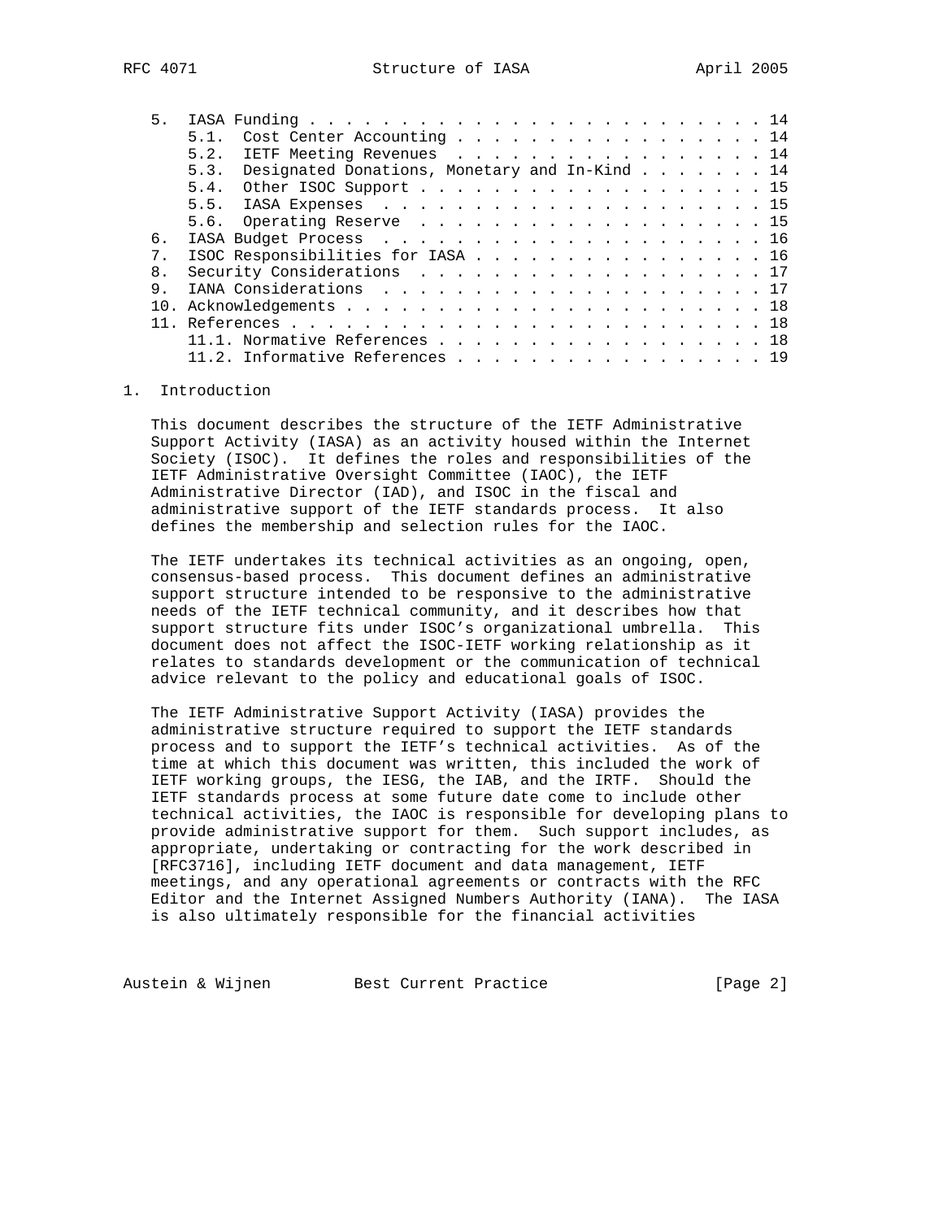5.  IASA Funding . . . . . . . . . . . . . . . . . . . . . . . . . 14
       5.1.  Cost Center Accounting . . . . . . . . . . . . . . . . . 14
       5.2.  IETF Meeting Revenues  . . . . . . . . . . . . . . . . . 14
       5.3.  Designated Donations, Monetary and In-Kind . . . . . . . 14
       5.4.  Other ISOC Support . . . . . . . . . . . . . . . . . . . 15
       5.5.  IASA Expenses  . . . . . . . . . . . . . . . . . . . . . 15
       5.6.  Operating Reserve  . . . . . . . . . . . . . . . . . . . 15
   6.  IASA Budget Process  . . . . . . . . . . . . . . . . . . . . . 16
   7.  ISOC Responsibilities for IASA . . . . . . . . . . . . . . . . 16
   8.  Security Considerations  . . . . . . . . . . . . . . . . . . . 17
   9.  IANA Considerations  . . . . . . . . . . . . . . . . . . . . . 17
   10. Acknowledgements . . . . . . . . . . . . . . . . . . . . . . . 18
   11. References . . . . . . . . . . . . . . . . . . . . . . . . . . 18
       11.1. Normative References . . . . . . . . . . . . . . . . . . 18
       11.2. Informative References . . . . . . . . . . . . . . . . . 19

# 1. Introduction

This document describes the structure of the IETF Administrative Support Activity (IASA) as an activity housed within the Internet Society (ISOC). It defines the roles and responsibilities of the IETF Administrative Oversight Committee (IAOC), the IETF Administrative Director (IAD), and ISOC in the fiscal and administrative support of the IETF standards process. It also defines the membership and selection rules for the IAOC.

The IETF undertakes its technical activities as an ongoing, open, consensus-based process. This document defines an administrative support structure intended to be responsive to the administrative needs of the IETF technical community, and it describes how that support structure fits under ISOC's organizational umbrella. This document does not affect the ISOC-IETF working relationship as it relates to standards development or the communication of technical advice relevant to the policy and educational goals of ISOC.

The IETF Administrative Support Activity (IASA) provides the administrative structure required to support the IETF standards process and to support the IETF's technical activities. As of the time at which this document was written, this included the work of IETF working groups, the IESG, the IAB, and the IRTF. Should the IETF standards process at some future date come to include other technical activities, the IAOC is responsible for developing plans to provide administrative support for them. Such support includes, as appropriate, undertaking or contracting for the work described in [RFC3716], including IETF document and data management, IETF meetings, and any operational agreements or contracts with the RFC Editor and the Internet Assigned Numbers Authority (IANA). The IASA is also ultimately responsible for the financial activities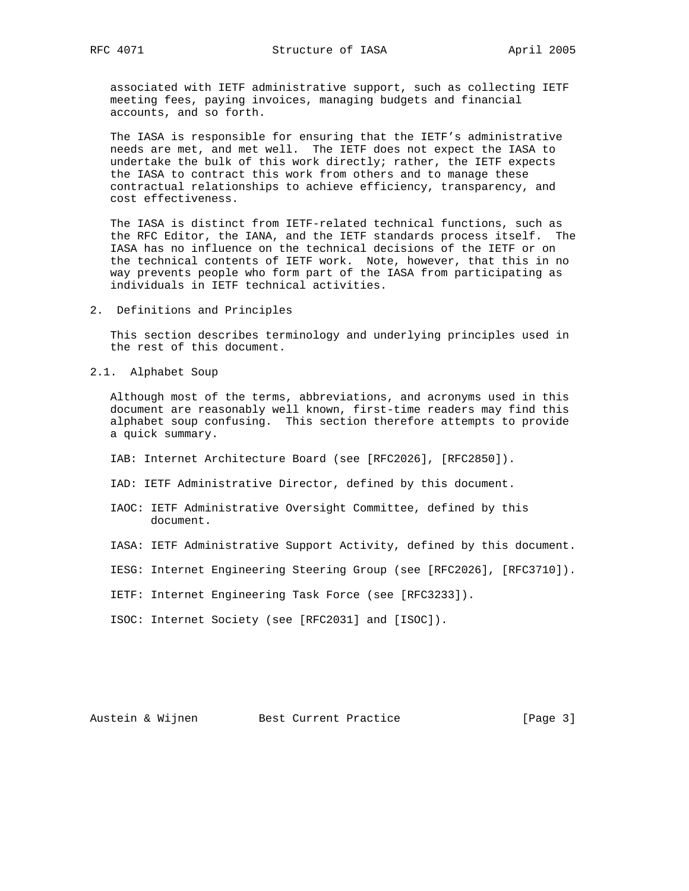associated with IETF administrative support, such as collecting IETF meeting fees, paying invoices, managing budgets and financial accounts, and so forth.

The IASA is responsible for ensuring that the IETF's administrative needs are met, and met well. The IETF does not expect the IASA to undertake the bulk of this work directly; rather, the IETF expects the IASA to contract this work from others and to manage these contractual relationships to achieve efficiency, transparency, and cost effectiveness.

The IASA is distinct from IETF-related technical functions, such as the RFC Editor, the IANA, and the IETF standards process itself. The IASA has no influence on the technical decisions of the IETF or on the technical contents of IETF work. Note, however, that this in no way prevents people who form part of the IASA from participating as individuals in IETF technical activities.

## 2. Definitions and Principles

This section describes terminology and underlying principles used in the rest of this document.

### 2.1. Alphabet Soup

Although most of the terms, abbreviations, and acronyms used in this document are reasonably well known, first-time readers may find this alphabet soup confusing. This section therefore attempts to provide a quick summary.

IAB: Internet Architecture Board (see [RFC2026], [RFC2850]).

IAD: IETF Administrative Director, defined by this document.

IAOC: IETF Administrative Oversight Committee, defined by this document.

IASA: IETF Administrative Support Activity, defined by this document.

IESG: Internet Engineering Steering Group (see [RFC2026], [RFC3710]).

IETF: Internet Engineering Task Force (see [RFC3233]).

ISOC: Internet Society (see [RFC2031] and [ISOC]).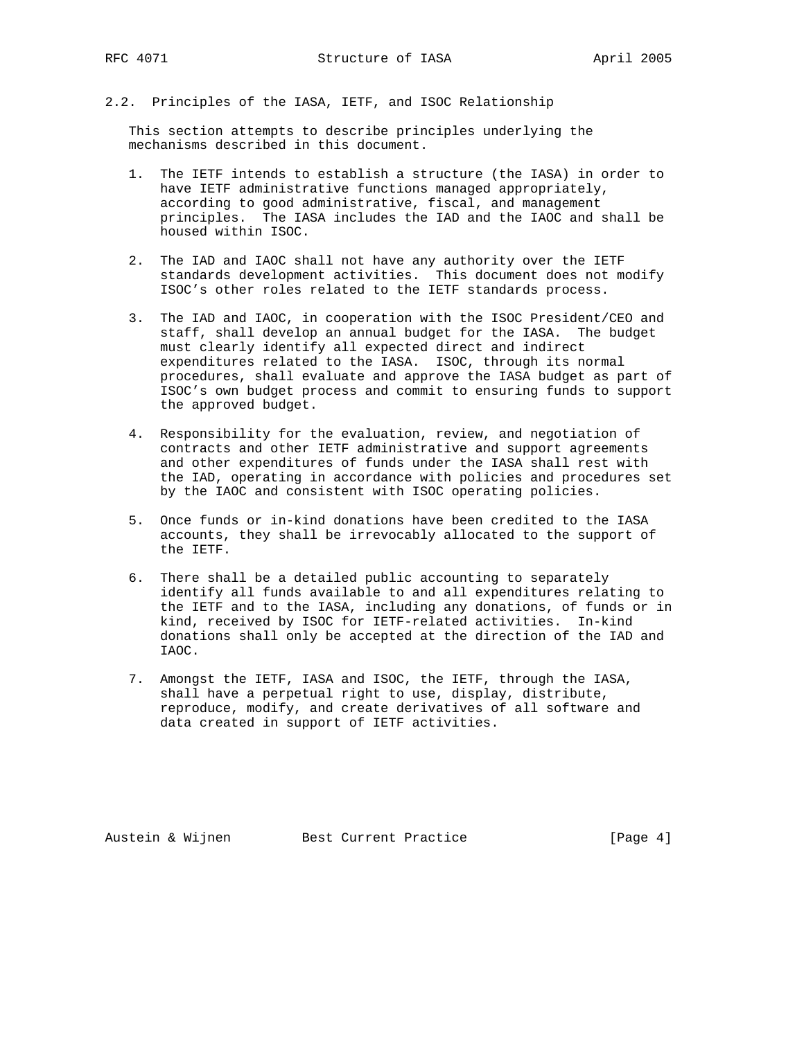## 2.2. Principles of the IASA, IETF, and ISOC Relationship

This section attempts to describe principles underlying the mechanisms described in this document.

1. The IETF intends to establish a structure (the IASA) in order to have IETF administrative functions managed appropriately, according to good administrative, fiscal, and management principles. The IASA includes the IAD and the IAOC and shall be housed within ISOC.

2. The IAD and IAOC shall not have any authority over the IETF standards development activities. This document does not modify ISOC's other roles related to the IETF standards process.

3. The IAD and IAOC, in cooperation with the ISOC President/CEO and staff, shall develop an annual budget for the IASA. The budget must clearly identify all expected direct and indirect expenditures related to the IASA. ISOC, through its normal procedures, shall evaluate and approve the IASA budget as part of ISOC's own budget process and commit to ensuring funds to support the approved budget.

4. Responsibility for the evaluation, review, and negotiation of contracts and other IETF administrative and support agreements and other expenditures of funds under the IASA shall rest with the IAD, operating in accordance with policies and procedures set by the IAOC and consistent with ISOC operating policies.

5. Once funds or in-kind donations have been credited to the IASA accounts, they shall be irrevocably allocated to the support of the IETF.

6. There shall be a detailed public accounting to separately identify all funds available to and all expenditures relating to the IETF and to the IASA, including any donations, of funds or in kind, received by ISOC for IETF-related activities. In-kind donations shall only be accepted at the direction of the IAD and IAOC.

7. Amongst the IETF, IASA and ISOC, the IETF, through the IASA, shall have a perpetual right to use, display, distribute, reproduce, modify, and create derivatives of all software and data created in support of IETF activities.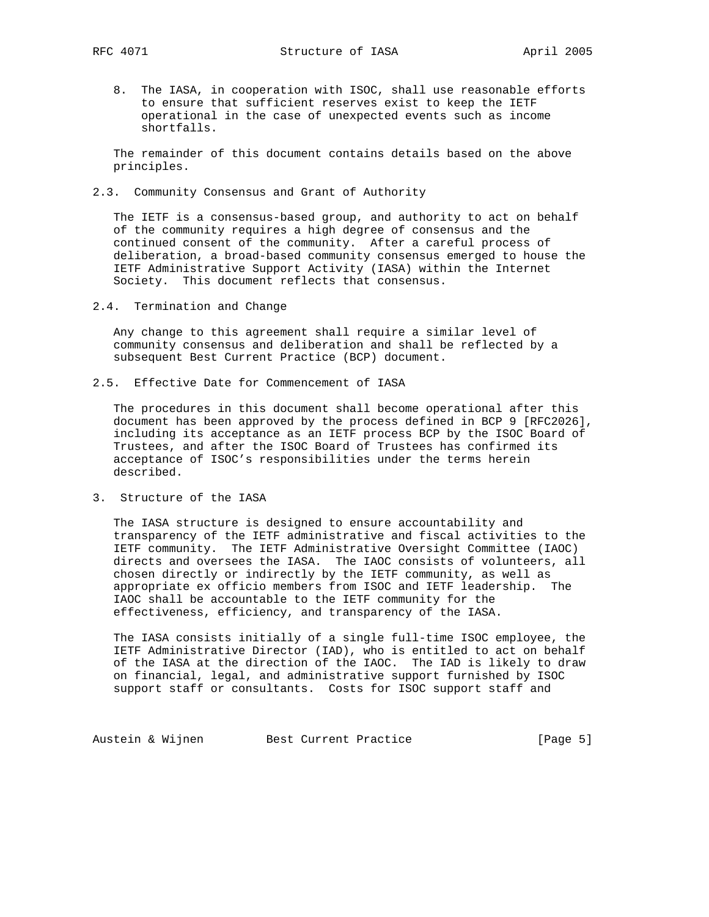8. The IASA, in cooperation with ISOC, shall use reasonable efforts to ensure that sufficient reserves exist to keep the IETF operational in the case of unexpected events such as income shortfalls.

The remainder of this document contains details based on the above principles.

### 2.3. Community Consensus and Grant of Authority

The IETF is a consensus-based group, and authority to act on behalf of the community requires a high degree of consensus and the continued consent of the community. After a careful process of deliberation, a broad-based community consensus emerged to house the IETF Administrative Support Activity (IASA) within the Internet Society. This document reflects that consensus.

### 2.4. Termination and Change

Any change to this agreement shall require a similar level of community consensus and deliberation and shall be reflected by a subsequent Best Current Practice (BCP) document.

### 2.5. Effective Date for Commencement of IASA

The procedures in this document shall become operational after this document has been approved by the process defined in BCP 9 [RFC2026], including its acceptance as an IETF process BCP by the ISOC Board of Trustees, and after the ISOC Board of Trustees has confirmed its acceptance of ISOC's responsibilities under the terms herein described.

## 3. Structure of the IASA

The IASA structure is designed to ensure accountability and transparency of the IETF administrative and fiscal activities to the IETF community. The IETF Administrative Oversight Committee (IAOC) directs and oversees the IASA. The IAOC consists of volunteers, all chosen directly or indirectly by the IETF community, as well as appropriate ex officio members from ISOC and IETF leadership. The IAOC shall be accountable to the IETF community for the effectiveness, efficiency, and transparency of the IASA.

The IASA consists initially of a single full-time ISOC employee, the IETF Administrative Director (IAD), who is entitled to act on behalf of the IASA at the direction of the IAOC. The IAD is likely to draw on financial, legal, and administrative support furnished by ISOC support staff or consultants. Costs for ISOC support staff and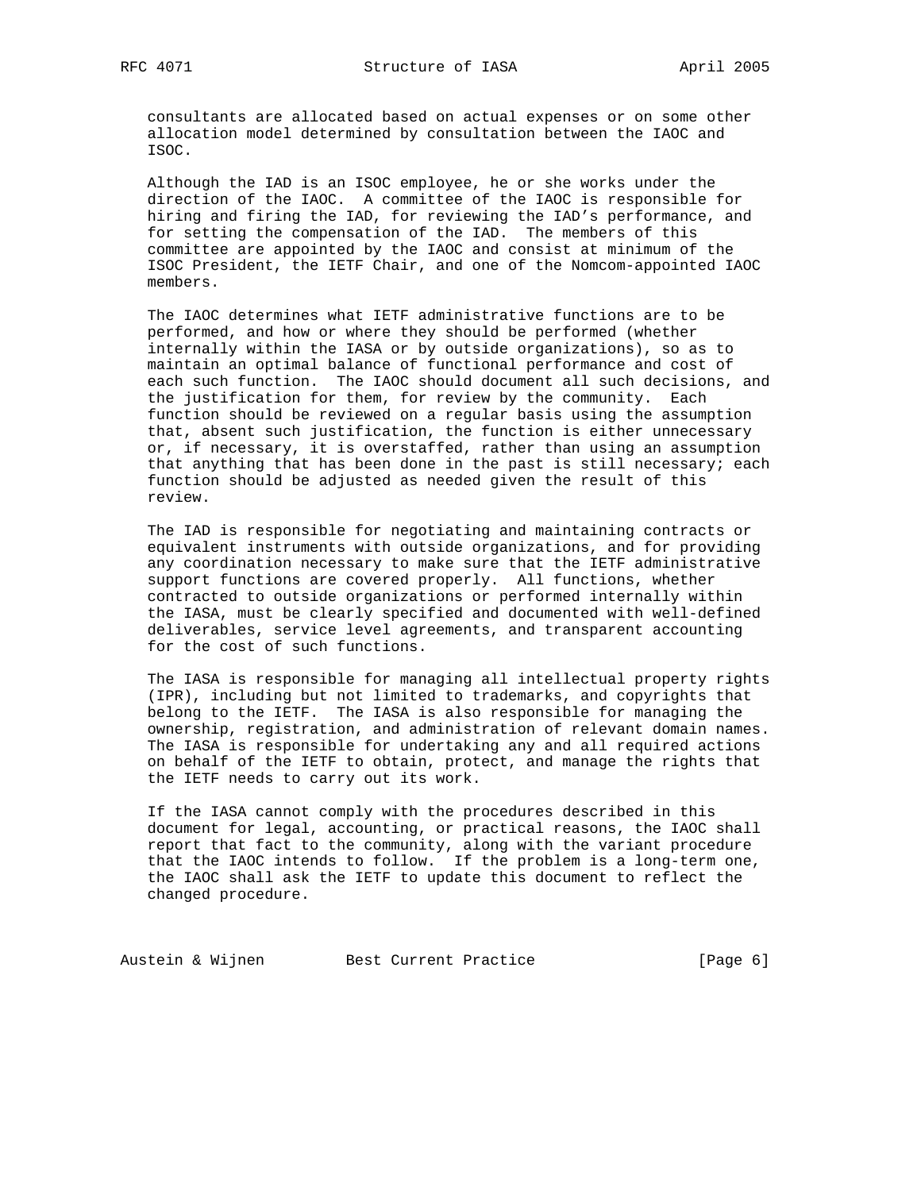consultants are allocated based on actual expenses or on some other allocation model determined by consultation between the IAOC and ISOC.

Although the IAD is an ISOC employee, he or she works under the direction of the IAOC. A committee of the IAOC is responsible for hiring and firing the IAD, for reviewing the IAD's performance, and for setting the compensation of the IAD. The members of this committee are appointed by the IAOC and consist at minimum of the ISOC President, the IETF Chair, and one of the Nomcom-appointed IAOC members.

The IAOC determines what IETF administrative functions are to be performed, and how or where they should be performed (whether internally within the IASA or by outside organizations), so as to maintain an optimal balance of functional performance and cost of each such function. The IAOC should document all such decisions, and the justification for them, for review by the community. Each function should be reviewed on a regular basis using the assumption that, absent such justification, the function is either unnecessary or, if necessary, it is overstaffed, rather than using an assumption that anything that has been done in the past is still necessary; each function should be adjusted as needed given the result of this review.

The IAD is responsible for negotiating and maintaining contracts or equivalent instruments with outside organizations, and for providing any coordination necessary to make sure that the IETF administrative support functions are covered properly. All functions, whether contracted to outside organizations or performed internally within the IASA, must be clearly specified and documented with well-defined deliverables, service level agreements, and transparent accounting for the cost of such functions.

The IASA is responsible for managing all intellectual property rights (IPR), including but not limited to trademarks, and copyrights that belong to the IETF. The IASA is also responsible for managing the ownership, registration, and administration of relevant domain names. The IASA is responsible for undertaking any and all required actions on behalf of the IETF to obtain, protect, and manage the rights that the IETF needs to carry out its work.

If the IASA cannot comply with the procedures described in this document for legal, accounting, or practical reasons, the IAOC shall report that fact to the community, along with the variant procedure that the IAOC intends to follow. If the problem is a long-term one, the IAOC shall ask the IETF to update this document to reflect the changed procedure.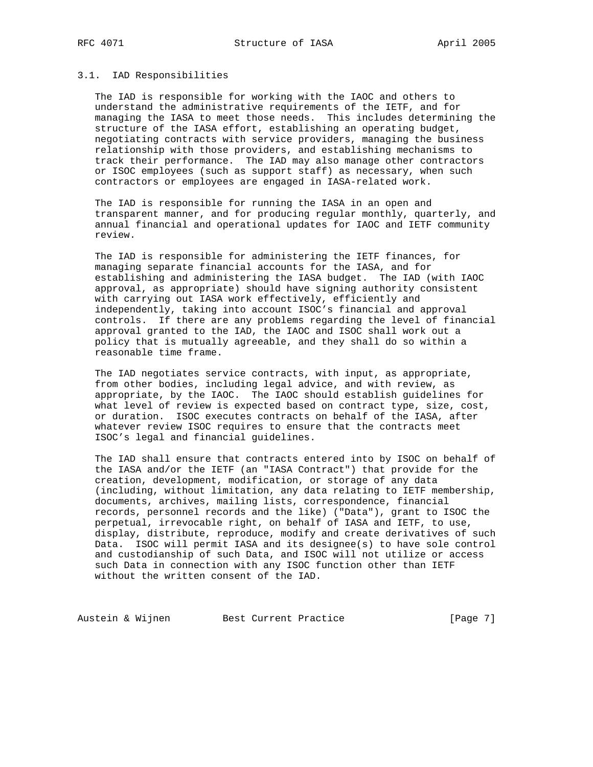### 3.1. IAD Responsibilities

The IAD is responsible for working with the IAOC and others to understand the administrative requirements of the IETF, and for managing the IASA to meet those needs. This includes determining the structure of the IASA effort, establishing an operating budget, negotiating contracts with service providers, managing the business relationship with those providers, and establishing mechanisms to track their performance. The IAD may also manage other contractors or ISOC employees (such as support staff) as necessary, when such contractors or employees are engaged in IASA-related work.

The IAD is responsible for running the IASA in an open and transparent manner, and for producing regular monthly, quarterly, and annual financial and operational updates for IAOC and IETF community review.

The IAD is responsible for administering the IETF finances, for managing separate financial accounts for the IASA, and for establishing and administering the IASA budget. The IAD (with IAOC approval, as appropriate) should have signing authority consistent with carrying out IASA work effectively, efficiently and independently, taking into account ISOC's financial and approval controls. If there are any problems regarding the level of financial approval granted to the IAD, the IAOC and ISOC shall work out a policy that is mutually agreeable, and they shall do so within a reasonable time frame.

The IAD negotiates service contracts, with input, as appropriate, from other bodies, including legal advice, and with review, as appropriate, by the IAOC. The IAOC should establish guidelines for what level of review is expected based on contract type, size, cost, or duration. ISOC executes contracts on behalf of the IASA, after whatever review ISOC requires to ensure that the contracts meet ISOC's legal and financial guidelines.

The IAD shall ensure that contracts entered into by ISOC on behalf of the IASA and/or the IETF (an "IASA Contract") that provide for the creation, development, modification, or storage of any data (including, without limitation, any data relating to IETF membership, documents, archives, mailing lists, correspondence, financial records, personnel records and the like) ("Data"), grant to ISOC the perpetual, irrevocable right, on behalf of IASA and IETF, to use, display, distribute, reproduce, modify and create derivatives of such Data. ISOC will permit IASA and its designee(s) to have sole control and custodianship of such Data, and ISOC will not utilize or access such Data in connection with any ISOC function other than IETF without the written consent of the IAD.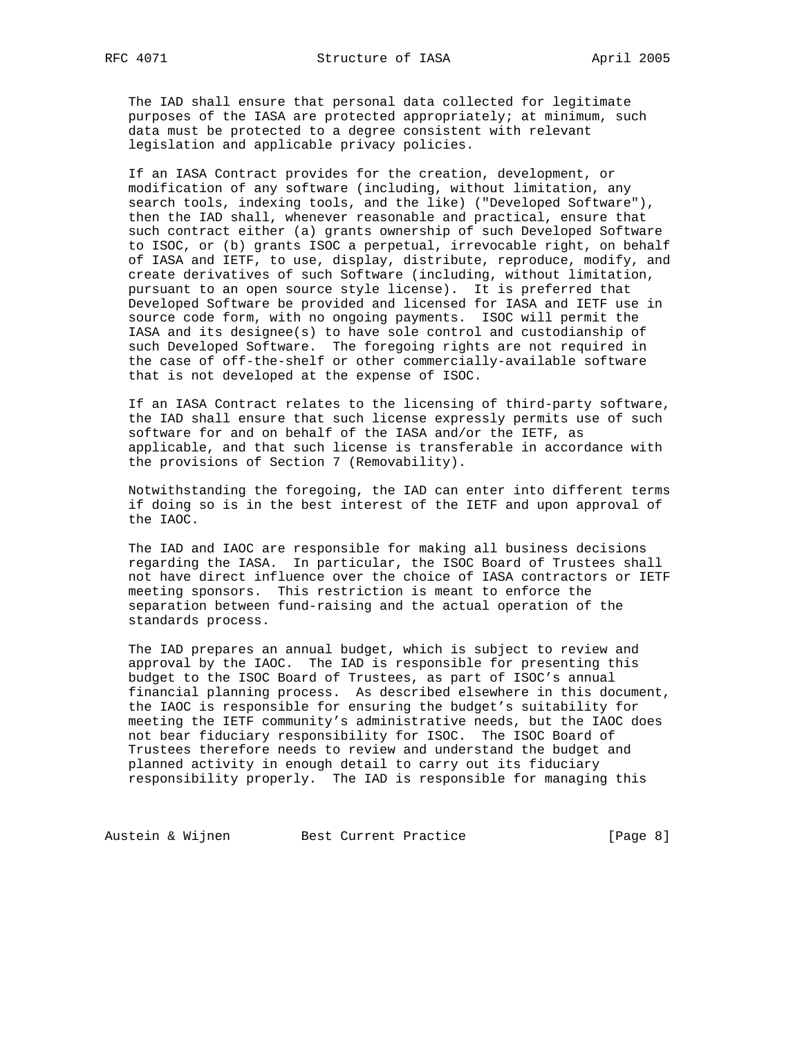The IAD shall ensure that personal data collected for legitimate purposes of the IASA are protected appropriately; at minimum, such data must be protected to a degree consistent with relevant legislation and applicable privacy policies.

If an IASA Contract provides for the creation, development, or modification of any software (including, without limitation, any search tools, indexing tools, and the like) ("Developed Software"), then the IAD shall, whenever reasonable and practical, ensure that such contract either (a) grants ownership of such Developed Software to ISOC, or (b) grants ISOC a perpetual, irrevocable right, on behalf of IASA and IETF, to use, display, distribute, reproduce, modify, and create derivatives of such Software (including, without limitation, pursuant to an open source style license). It is preferred that Developed Software be provided and licensed for IASA and IETF use in source code form, with no ongoing payments. ISOC will permit the IASA and its designee(s) to have sole control and custodianship of such Developed Software. The foregoing rights are not required in the case of off-the-shelf or other commercially-available software that is not developed at the expense of ISOC.

If an IASA Contract relates to the licensing of third-party software, the IAD shall ensure that such license expressly permits use of such software for and on behalf of the IASA and/or the IETF, as applicable, and that such license is transferable in accordance with the provisions of Section 7 (Removability).

Notwithstanding the foregoing, the IAD can enter into different terms if doing so is in the best interest of the IETF and upon approval of the IAOC.

The IAD and IAOC are responsible for making all business decisions regarding the IASA. In particular, the ISOC Board of Trustees shall not have direct influence over the choice of IASA contractors or IETF meeting sponsors. This restriction is meant to enforce the separation between fund-raising and the actual operation of the standards process.

The IAD prepares an annual budget, which is subject to review and approval by the IAOC. The IAD is responsible for presenting this budget to the ISOC Board of Trustees, as part of ISOC's annual financial planning process. As described elsewhere in this document, the IAOC is responsible for ensuring the budget's suitability for meeting the IETF community's administrative needs, but the IAOC does not bear fiduciary responsibility for ISOC. The ISOC Board of Trustees therefore needs to review and understand the budget and planned activity in enough detail to carry out its fiduciary responsibility properly. The IAD is responsible for managing this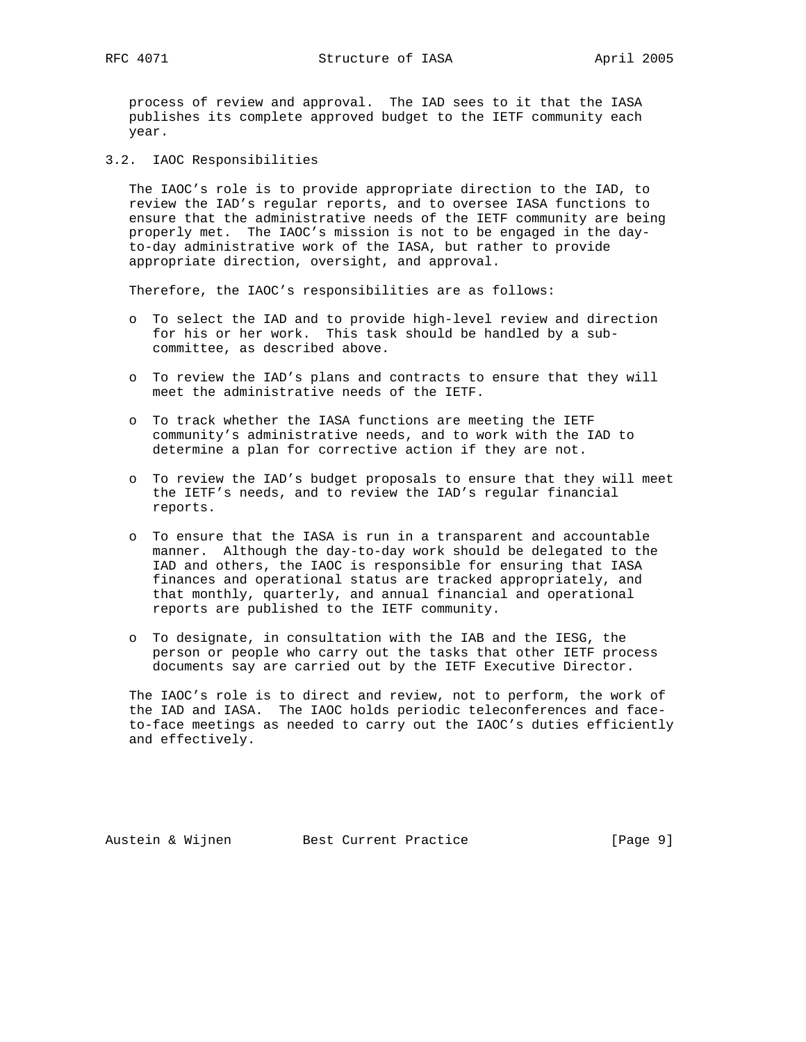process of review and approval. The IAD sees to it that the IASA publishes its complete approved budget to the IETF community each year.

## 3.2. IAOC Responsibilities

The IAOC's role is to provide appropriate direction to the IAD, to review the IAD's regular reports, and to oversee IASA functions to ensure that the administrative needs of the IETF community are being properly met. The IAOC's mission is not to be engaged in the day-to-day administrative work of the IASA, but rather to provide appropriate direction, oversight, and approval.

Therefore, the IAOC's responsibilities are as follows:

- To select the IAD and to provide high-level review and direction for his or her work. This task should be handled by a sub-committee, as described above.
- To review the IAD's plans and contracts to ensure that they will meet the administrative needs of the IETF.
- To track whether the IASA functions are meeting the IETF community's administrative needs, and to work with the IAD to determine a plan for corrective action if they are not.
- To review the IAD's budget proposals to ensure that they will meet the IETF's needs, and to review the IAD's regular financial reports.
- To ensure that the IASA is run in a transparent and accountable manner. Although the day-to-day work should be delegated to the IAD and others, the IAOC is responsible for ensuring that IASA finances and operational status are tracked appropriately, and that monthly, quarterly, and annual financial and operational reports are published to the IETF community.
- To designate, in consultation with the IAB and the IESG, the person or people who carry out the tasks that other IETF process documents say are carried out by the IETF Executive Director.

The IAOC's role is to direct and review, not to perform, the work of the IAD and IASA. The IAOC holds periodic teleconferences and face-to-face meetings as needed to carry out the IAOC's duties efficiently and effectively.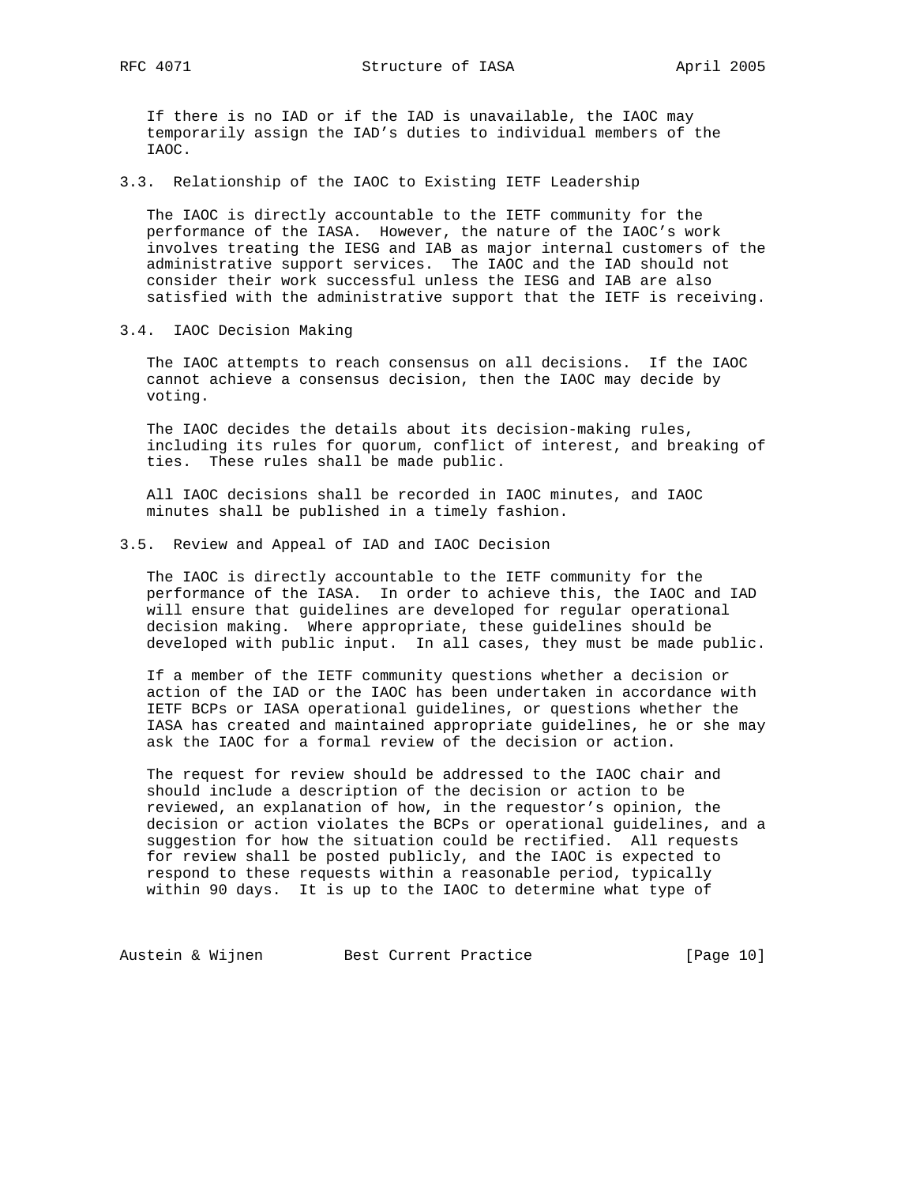If there is no IAD or if the IAD is unavailable, the IAOC may temporarily assign the IAD's duties to individual members of the IAOC.

### 3.3. Relationship of the IAOC to Existing IETF Leadership

The IAOC is directly accountable to the IETF community for the performance of the IASA. However, the nature of the IAOC's work involves treating the IESG and IAB as major internal customers of the administrative support services. The IAOC and the IAD should not consider their work successful unless the IESG and IAB are also satisfied with the administrative support that the IETF is receiving.

### 3.4. IAOC Decision Making

The IAOC attempts to reach consensus on all decisions. If the IAOC cannot achieve a consensus decision, then the IAOC may decide by voting.

The IAOC decides the details about its decision-making rules, including its rules for quorum, conflict of interest, and breaking of ties. These rules shall be made public.

All IAOC decisions shall be recorded in IAOC minutes, and IAOC minutes shall be published in a timely fashion.

### 3.5. Review and Appeal of IAD and IAOC Decision

The IAOC is directly accountable to the IETF community for the performance of the IASA. In order to achieve this, the IAOC and IAD will ensure that guidelines are developed for regular operational decision making. Where appropriate, these guidelines should be developed with public input. In all cases, they must be made public.

If a member of the IETF community questions whether a decision or action of the IAD or the IAOC has been undertaken in accordance with IETF BCPs or IASA operational guidelines, or questions whether the IASA has created and maintained appropriate guidelines, he or she may ask the IAOC for a formal review of the decision or action.

The request for review should be addressed to the IAOC chair and should include a description of the decision or action to be reviewed, an explanation of how, in the requestor's opinion, the decision or action violates the BCPs or operational guidelines, and a suggestion for how the situation could be rectified. All requests for review shall be posted publicly, and the IAOC is expected to respond to these requests within a reasonable period, typically within 90 days. It is up to the IAOC to determine what type of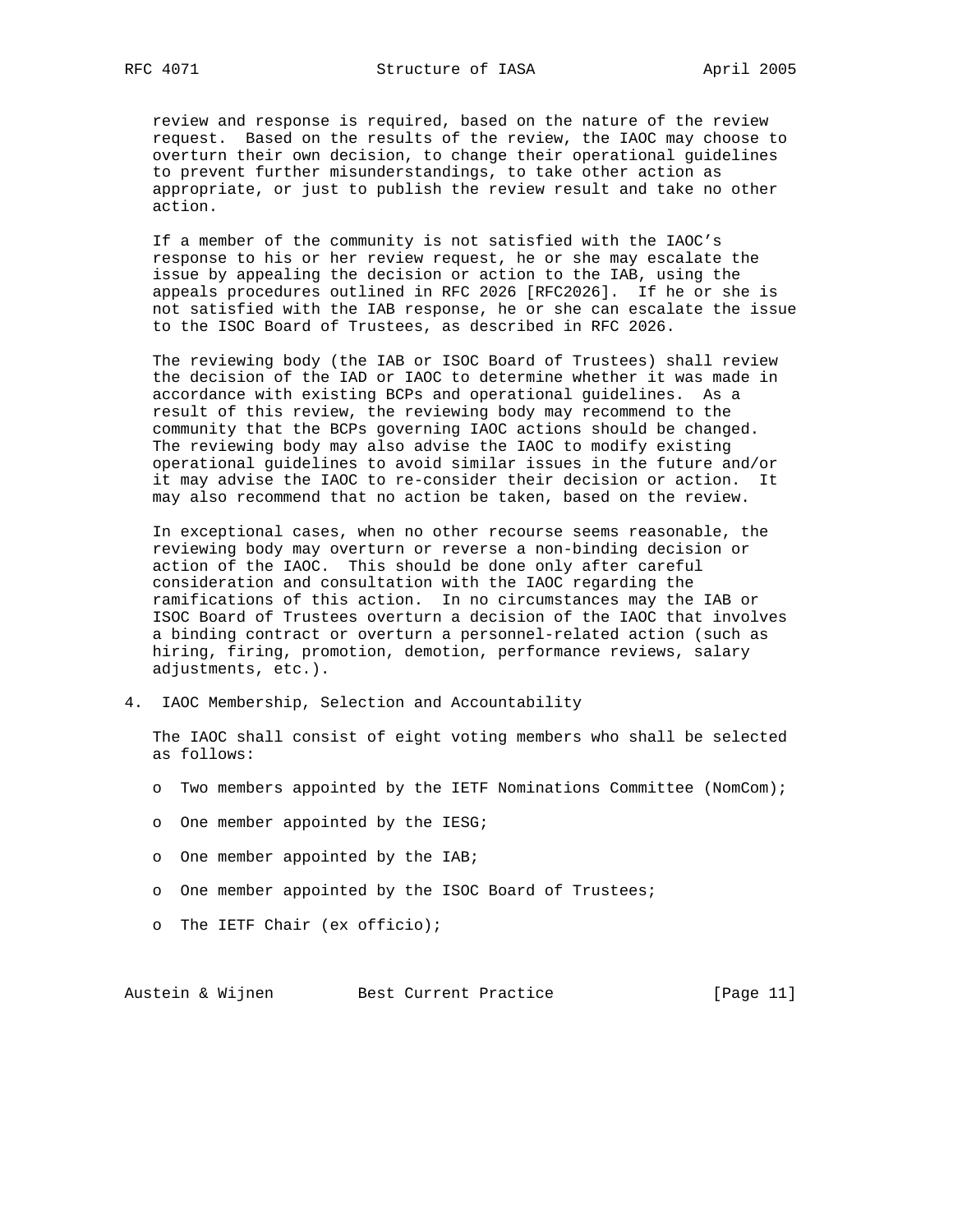review and response is required, based on the nature of the review request. Based on the results of the review, the IAOC may choose to overturn their own decision, to change their operational guidelines to prevent further misunderstandings, to take other action as appropriate, or just to publish the review result and take no other action.

If a member of the community is not satisfied with the IAOC's response to his or her review request, he or she may escalate the issue by appealing the decision or action to the IAB, using the appeals procedures outlined in RFC 2026 [RFC2026]. If he or she is not satisfied with the IAB response, he or she can escalate the issue to the ISOC Board of Trustees, as described in RFC 2026.

The reviewing body (the IAB or ISOC Board of Trustees) shall review the decision of the IAD or IAOC to determine whether it was made in accordance with existing BCPs and operational guidelines. As a result of this review, the reviewing body may recommend to the community that the BCPs governing IAOC actions should be changed. The reviewing body may also advise the IAOC to modify existing operational guidelines to avoid similar issues in the future and/or it may advise the IAOC to re-consider their decision or action. It may also recommend that no action be taken, based on the review.

In exceptional cases, when no other recourse seems reasonable, the reviewing body may overturn or reverse a non-binding decision or action of the IAOC. This should be done only after careful consideration and consultation with the IAOC regarding the ramifications of this action. In no circumstances may the IAB or ISOC Board of Trustees overturn a decision of the IAOC that involves a binding contract or overturn a personnel-related action (such as hiring, firing, promotion, demotion, performance reviews, salary adjustments, etc.).

## 4. IAOC Membership, Selection and Accountability

The IAOC shall consist of eight voting members who shall be selected as follows:

- Two members appointed by the IETF Nominations Committee (NomCom);
- One member appointed by the IESG;
- One member appointed by the IAB;
- One member appointed by the ISOC Board of Trustees;
- The IETF Chair (ex officio);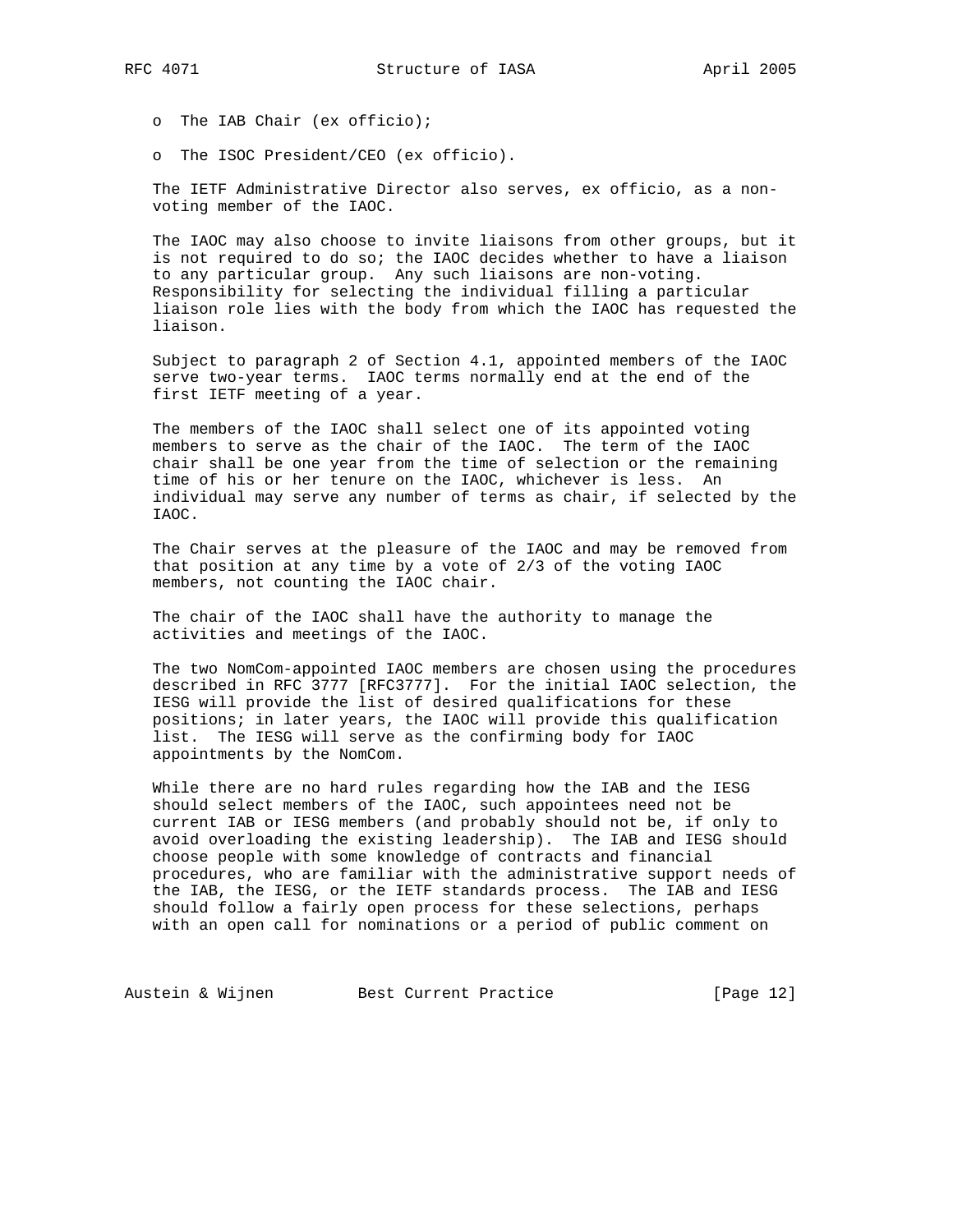- The IAB Chair (ex officio);
- The ISOC President/CEO (ex officio).

The IETF Administrative Director also serves, ex officio, as a non-voting member of the IAOC.

The IAOC may also choose to invite liaisons from other groups, but it is not required to do so; the IAOC decides whether to have a liaison to any particular group. Any such liaisons are non-voting. Responsibility for selecting the individual filling a particular liaison role lies with the body from which the IAOC has requested the liaison.

Subject to paragraph 2 of Section 4.1, appointed members of the IAOC serve two-year terms. IAOC terms normally end at the end of the first IETF meeting of a year.

The members of the IAOC shall select one of its appointed voting members to serve as the chair of the IAOC. The term of the IAOC chair shall be one year from the time of selection or the remaining time of his or her tenure on the IAOC, whichever is less. An individual may serve any number of terms as chair, if selected by the IAOC.

The Chair serves at the pleasure of the IAOC and may be removed from that position at any time by a vote of 2/3 of the voting IAOC members, not counting the IAOC chair.

The chair of the IAOC shall have the authority to manage the activities and meetings of the IAOC.

The two NomCom-appointed IAOC members are chosen using the procedures described in RFC 3777 [RFC3777]. For the initial IAOC selection, the IESG will provide the list of desired qualifications for these positions; in later years, the IAOC will provide this qualification list. The IESG will serve as the confirming body for IAOC appointments by the NomCom.

While there are no hard rules regarding how the IAB and the IESG should select members of the IAOC, such appointees need not be current IAB or IESG members (and probably should not be, if only to avoid overloading the existing leadership). The IAB and IESG should choose people with some knowledge of contracts and financial procedures, who are familiar with the administrative support needs of the IAB, the IESG, or the IETF standards process. The IAB and IESG should follow a fairly open process for these selections, perhaps with an open call for nominations or a period of public comment on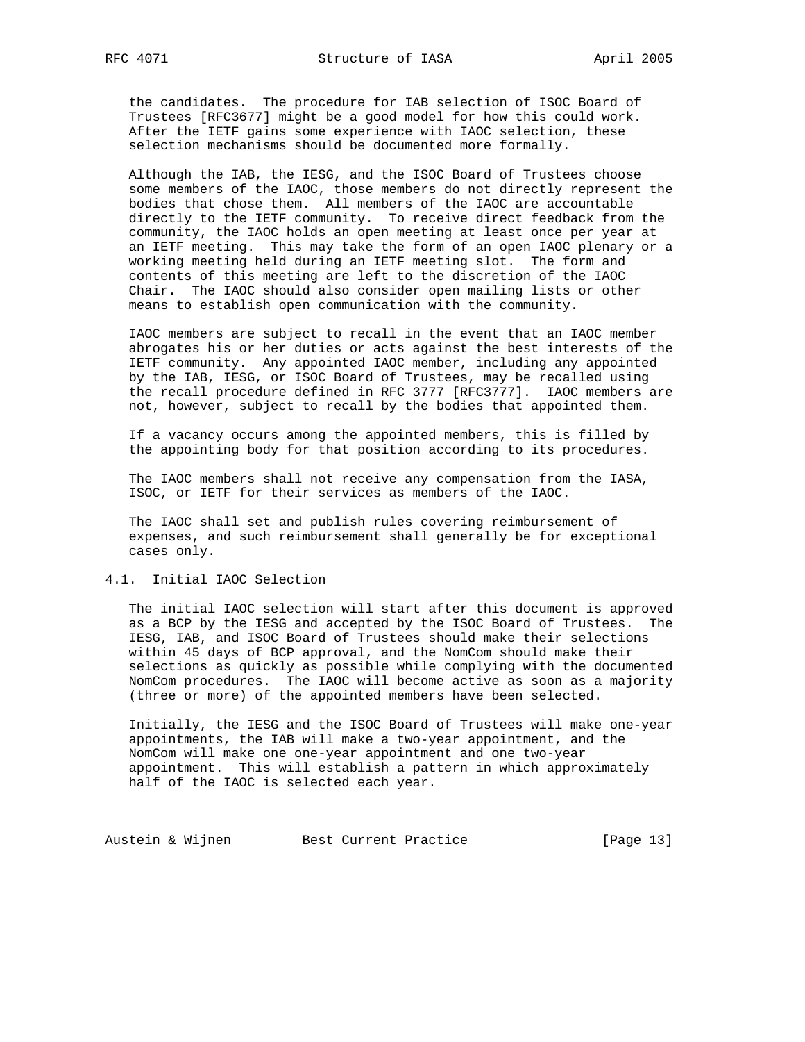the candidates. The procedure for IAB selection of ISOC Board of Trustees [RFC3677] might be a good model for how this could work. After the IETF gains some experience with IAOC selection, these selection mechanisms should be documented more formally.

Although the IAB, the IESG, and the ISOC Board of Trustees choose some members of the IAOC, those members do not directly represent the bodies that chose them. All members of the IAOC are accountable directly to the IETF community. To receive direct feedback from the community, the IAOC holds an open meeting at least once per year at an IETF meeting. This may take the form of an open IAOC plenary or a working meeting held during an IETF meeting slot. The form and contents of this meeting are left to the discretion of the IAOC Chair. The IAOC should also consider open mailing lists or other means to establish open communication with the community.

IAOC members are subject to recall in the event that an IAOC member abrogates his or her duties or acts against the best interests of the IETF community. Any appointed IAOC member, including any appointed by the IAB, IESG, or ISOC Board of Trustees, may be recalled using the recall procedure defined in RFC 3777 [RFC3777]. IAOC members are not, however, subject to recall by the bodies that appointed them.

If a vacancy occurs among the appointed members, this is filled by the appointing body for that position according to its procedures.

The IAOC members shall not receive any compensation from the IASA, ISOC, or IETF for their services as members of the IAOC.

The IAOC shall set and publish rules covering reimbursement of expenses, and such reimbursement shall generally be for exceptional cases only.

## 4.1. Initial IAOC Selection

The initial IAOC selection will start after this document is approved as a BCP by the IESG and accepted by the ISOC Board of Trustees. The IESG, IAB, and ISOC Board of Trustees should make their selections within 45 days of BCP approval, and the NomCom should make their selections as quickly as possible while complying with the documented NomCom procedures. The IAOC will become active as soon as a majority (three or more) of the appointed members have been selected.

Initially, the IESG and the ISOC Board of Trustees will make one-year appointments, the IAB will make a two-year appointment, and the NomCom will make one one-year appointment and one two-year appointment. This will establish a pattern in which approximately half of the IAOC is selected each year.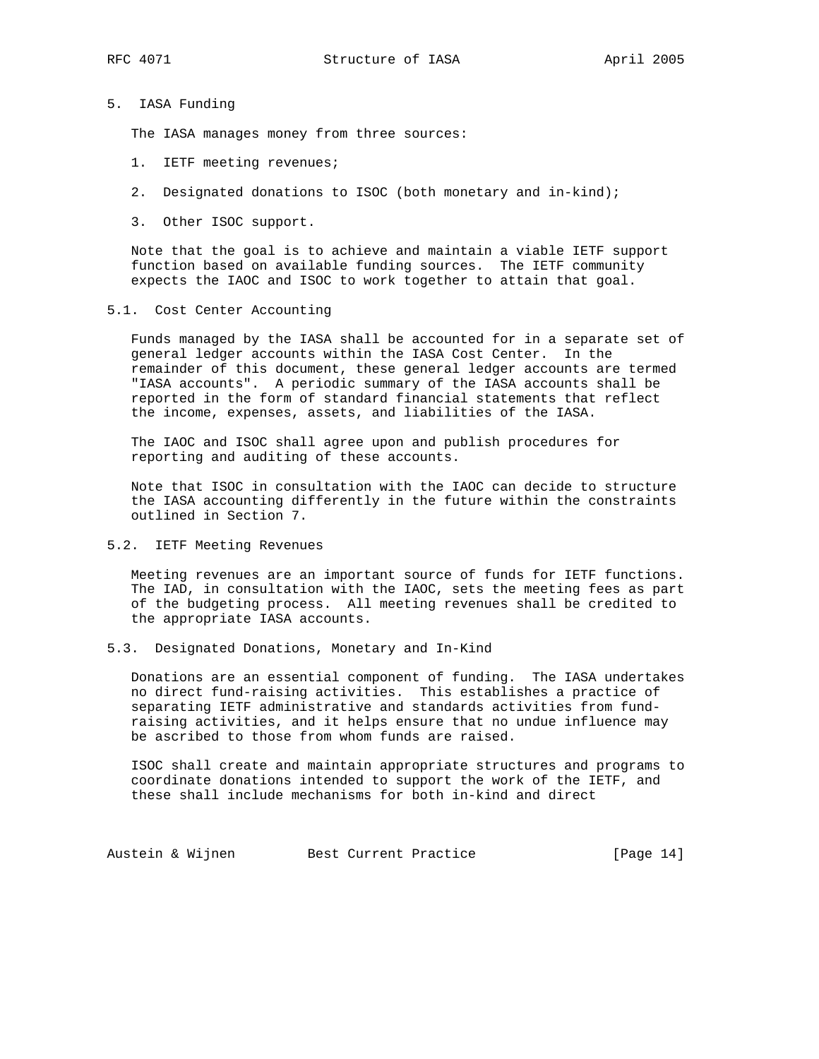## 5. IASA Funding

The IASA manages money from three sources:

1. IETF meeting revenues;
2. Designated donations to ISOC (both monetary and in-kind);
3. Other ISOC support.

Note that the goal is to achieve and maintain a viable IETF support function based on available funding sources. The IETF community expects the IAOC and ISOC to work together to attain that goal.

### 5.1. Cost Center Accounting

Funds managed by the IASA shall be accounted for in a separate set of general ledger accounts within the IASA Cost Center. In the remainder of this document, these general ledger accounts are termed "IASA accounts". A periodic summary of the IASA accounts shall be reported in the form of standard financial statements that reflect the income, expenses, assets, and liabilities of the IASA.

The IAOC and ISOC shall agree upon and publish procedures for reporting and auditing of these accounts.

Note that ISOC in consultation with the IAOC can decide to structure the IASA accounting differently in the future within the constraints outlined in Section 7.

### 5.2. IETF Meeting Revenues

Meeting revenues are an important source of funds for IETF functions. The IAD, in consultation with the IAOC, sets the meeting fees as part of the budgeting process. All meeting revenues shall be credited to the appropriate IASA accounts.

### 5.3. Designated Donations, Monetary and In-Kind

Donations are an essential component of funding. The IASA undertakes no direct fund-raising activities. This establishes a practice of separating IETF administrative and standards activities from fund-raising activities, and it helps ensure that no undue influence may be ascribed to those from whom funds are raised.

ISOC shall create and maintain appropriate structures and programs to coordinate donations intended to support the work of the IETF, and these shall include mechanisms for both in-kind and direct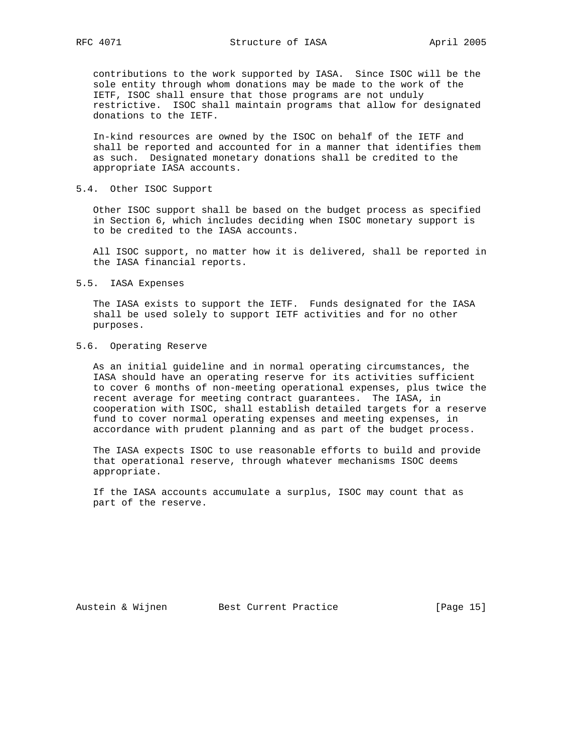contributions to the work supported by IASA. Since ISOC will be the sole entity through whom donations may be made to the work of the IETF, ISOC shall ensure that those programs are not unduly restrictive. ISOC shall maintain programs that allow for designated donations to the IETF.

In-kind resources are owned by the ISOC on behalf of the IETF and shall be reported and accounted for in a manner that identifies them as such. Designated monetary donations shall be credited to the appropriate IASA accounts.

### 5.4. Other ISOC Support

Other ISOC support shall be based on the budget process as specified in Section 6, which includes deciding when ISOC monetary support is to be credited to the IASA accounts.

All ISOC support, no matter how it is delivered, shall be reported in the IASA financial reports.

### 5.5. IASA Expenses

The IASA exists to support the IETF. Funds designated for the IASA shall be used solely to support IETF activities and for no other purposes.

### 5.6. Operating Reserve

As an initial guideline and in normal operating circumstances, the IASA should have an operating reserve for its activities sufficient to cover 6 months of non-meeting operational expenses, plus twice the recent average for meeting contract guarantees. The IASA, in cooperation with ISOC, shall establish detailed targets for a reserve fund to cover normal operating expenses and meeting expenses, in accordance with prudent planning and as part of the budget process.

The IASA expects ISOC to use reasonable efforts to build and provide that operational reserve, through whatever mechanisms ISOC deems appropriate.

If the IASA accounts accumulate a surplus, ISOC may count that as part of the reserve.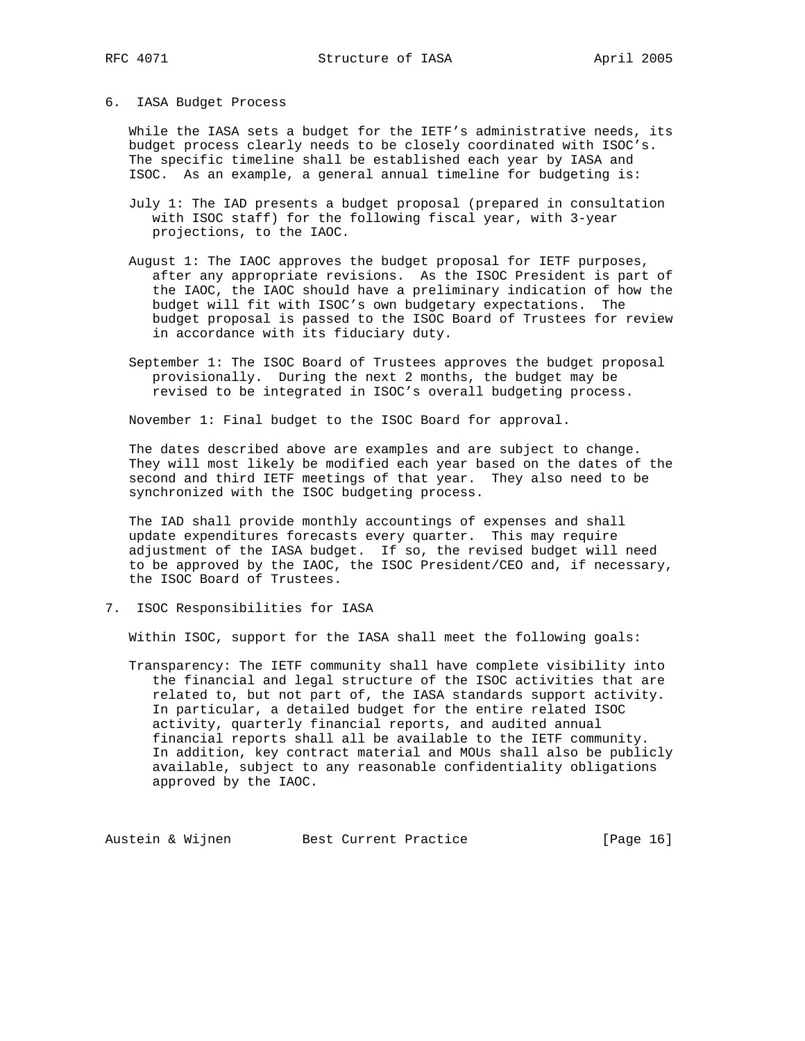## 6. IASA Budget Process

While the IASA sets a budget for the IETF's administrative needs, its budget process clearly needs to be closely coordinated with ISOC's. The specific timeline shall be established each year by IASA and ISOC. As an example, a general annual timeline for budgeting is:

July 1: The IAD presents a budget proposal (prepared in consultation with ISOC staff) for the following fiscal year, with 3-year projections, to the IAOC.

August 1: The IAOC approves the budget proposal for IETF purposes, after any appropriate revisions. As the ISOC President is part of the IAOC, the IAOC should have a preliminary indication of how the budget will fit with ISOC's own budgetary expectations. The budget proposal is passed to the ISOC Board of Trustees for review in accordance with its fiduciary duty.

September 1: The ISOC Board of Trustees approves the budget proposal provisionally. During the next 2 months, the budget may be revised to be integrated in ISOC's overall budgeting process.

November 1: Final budget to the ISOC Board for approval.

The dates described above are examples and are subject to change. They will most likely be modified each year based on the dates of the second and third IETF meetings of that year. They also need to be synchronized with the ISOC budgeting process.

The IAD shall provide monthly accountings of expenses and shall update expenditures forecasts every quarter. This may require adjustment of the IASA budget. If so, the revised budget will need to be approved by the IAOC, the ISOC President/CEO and, if necessary, the ISOC Board of Trustees.

## 7. ISOC Responsibilities for IASA

Within ISOC, support for the IASA shall meet the following goals:

Transparency: The IETF community shall have complete visibility into the financial and legal structure of the ISOC activities that are related to, but not part of, the IASA standards support activity. In particular, a detailed budget for the entire related ISOC activity, quarterly financial reports, and audited annual financial reports shall all be available to the IETF community. In addition, key contract material and MOUs shall also be publicly available, subject to any reasonable confidentiality obligations approved by the IAOC.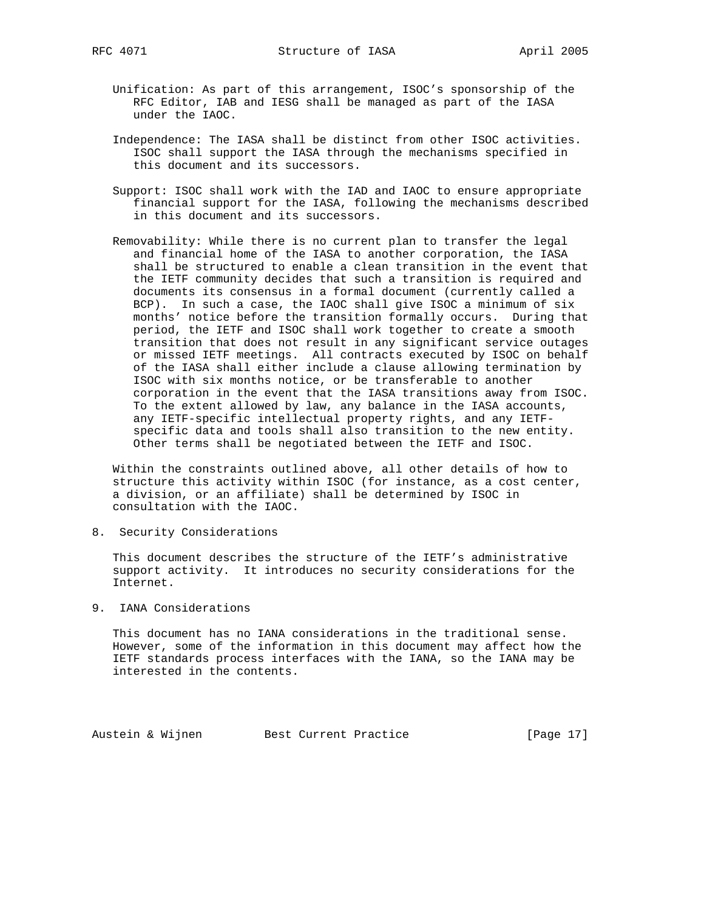Unification: As part of this arrangement, ISOC's sponsorship of the RFC Editor, IAB and IESG shall be managed as part of the IASA under the IAOC.

Independence: The IASA shall be distinct from other ISOC activities. ISOC shall support the IASA through the mechanisms specified in this document and its successors.

Support: ISOC shall work with the IAD and IAOC to ensure appropriate financial support for the IASA, following the mechanisms described in this document and its successors.

Removability: While there is no current plan to transfer the legal and financial home of the IASA to another corporation, the IASA shall be structured to enable a clean transition in the event that the IETF community decides that such a transition is required and documents its consensus in a formal document (currently called a BCP). In such a case, the IAOC shall give ISOC a minimum of six months' notice before the transition formally occurs. During that period, the IETF and ISOC shall work together to create a smooth transition that does not result in any significant service outages or missed IETF meetings. All contracts executed by ISOC on behalf of the IASA shall either include a clause allowing termination by ISOC with six months notice, or be transferable to another corporation in the event that the IASA transitions away from ISOC. To the extent allowed by law, any balance in the IASA accounts, any IETF-specific intellectual property rights, and any IETF-specific data and tools shall also transition to the new entity. Other terms shall be negotiated between the IETF and ISOC.

Within the constraints outlined above, all other details of how to structure this activity within ISOC (for instance, as a cost center, a division, or an affiliate) shall be determined by ISOC in consultation with the IAOC.

## 8. Security Considerations

This document describes the structure of the IETF's administrative support activity. It introduces no security considerations for the Internet.

## 9. IANA Considerations

This document has no IANA considerations in the traditional sense. However, some of the information in this document may affect how the IETF standards process interfaces with the IANA, so the IANA may be interested in the contents.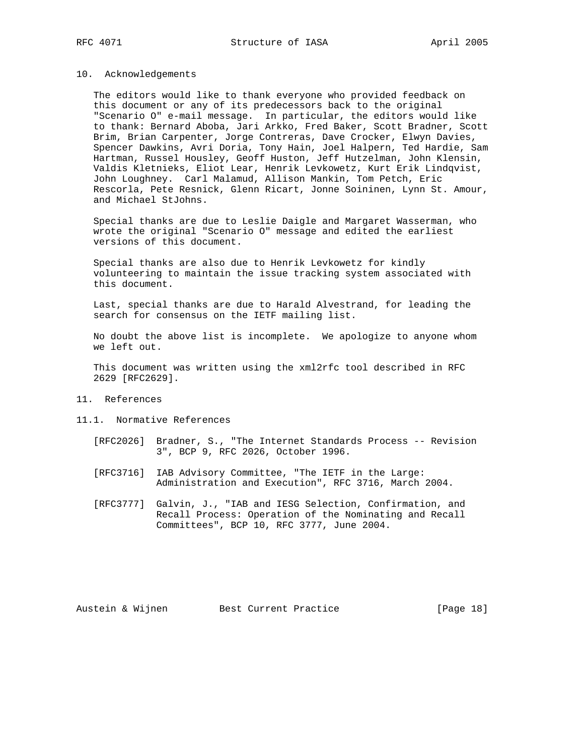## 10. Acknowledgements

The editors would like to thank everyone who provided feedback on this document or any of its predecessors back to the original "Scenario O" e-mail message. In particular, the editors would like to thank: Bernard Aboba, Jari Arkko, Fred Baker, Scott Bradner, Scott Brim, Brian Carpenter, Jorge Contreras, Dave Crocker, Elwyn Davies, Spencer Dawkins, Avri Doria, Tony Hain, Joel Halpern, Ted Hardie, Sam Hartman, Russel Housley, Geoff Huston, Jeff Hutzelman, John Klensin, Valdis Kletnieks, Eliot Lear, Henrik Levkowetz, Kurt Erik Lindqvist, John Loughney. Carl Malamud, Allison Mankin, Tom Petch, Eric Rescorla, Pete Resnick, Glenn Ricart, Jonne Soininen, Lynn St. Amour, and Michael StJohns.

Special thanks are due to Leslie Daigle and Margaret Wasserman, who wrote the original "Scenario O" message and edited the earliest versions of this document.

Special thanks are also due to Henrik Levkowetz for kindly volunteering to maintain the issue tracking system associated with this document.

Last, special thanks are due to Harald Alvestrand, for leading the search for consensus on the IETF mailing list.

No doubt the above list is incomplete. We apologize to anyone whom we left out.

This document was written using the xml2rfc tool described in RFC 2629 [RFC2629].

## 11. References

### 11.1. Normative References

[RFC2026] Bradner, S., "The Internet Standards Process -- Revision 3", BCP 9, RFC 2026, October 1996.

[RFC3716] IAB Advisory Committee, "The IETF in the Large: Administration and Execution", RFC 3716, March 2004.

[RFC3777] Galvin, J., "IAB and IESG Selection, Confirmation, and Recall Process: Operation of the Nominating and Recall Committees", BCP 10, RFC 3777, June 2004.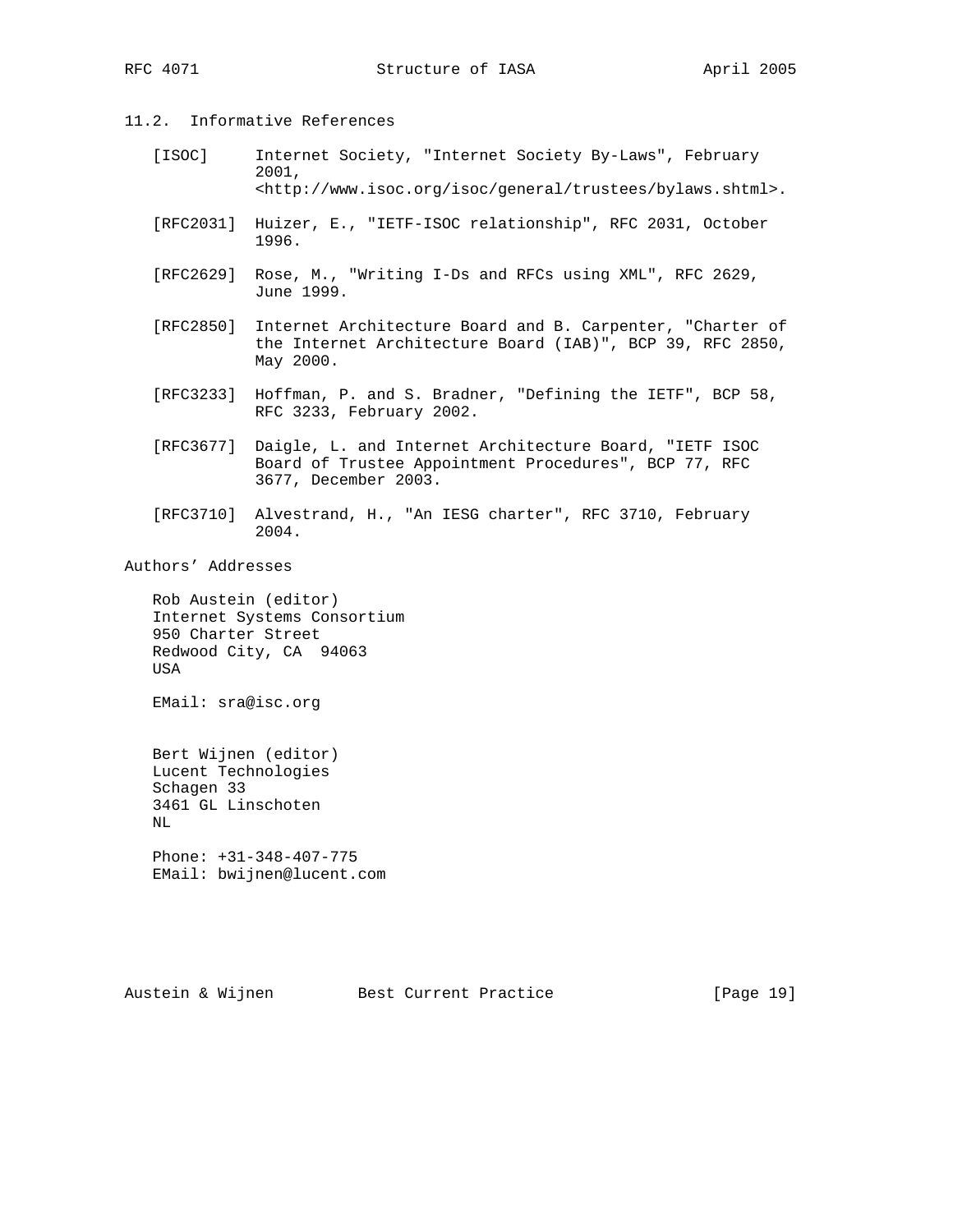### 11.2. Informative References

[ISOC] Internet Society, "Internet Society By-Laws", February 2001, <http://www.isoc.org/isoc/general/trustees/bylaws.shtml>.

[RFC2031] Huizer, E., "IETF-ISOC relationship", RFC 2031, October 1996.

[RFC2629] Rose, M., "Writing I-Ds and RFCs using XML", RFC 2629, June 1999.

[RFC2850] Internet Architecture Board and B. Carpenter, "Charter of the Internet Architecture Board (IAB)", BCP 39, RFC 2850, May 2000.

[RFC3233] Hoffman, P. and S. Bradner, "Defining the IETF", BCP 58, RFC 3233, February 2002.

[RFC3677] Daigle, L. and Internet Architecture Board, "IETF ISOC Board of Trustee Appointment Procedures", BCP 77, RFC 3677, December 2003.

[RFC3710] Alvestrand, H., "An IESG charter", RFC 3710, February 2004.

## Authors' Addresses

Rob Austein (editor)
Internet Systems Consortium
950 Charter Street
Redwood City, CA 94063
USA

EMail: sra@isc.org

Bert Wijnen (editor)
Lucent Technologies
Schagen 33
3461 GL Linschoten
NL

Phone: +31-348-407-775
EMail: bwijnen@lucent.com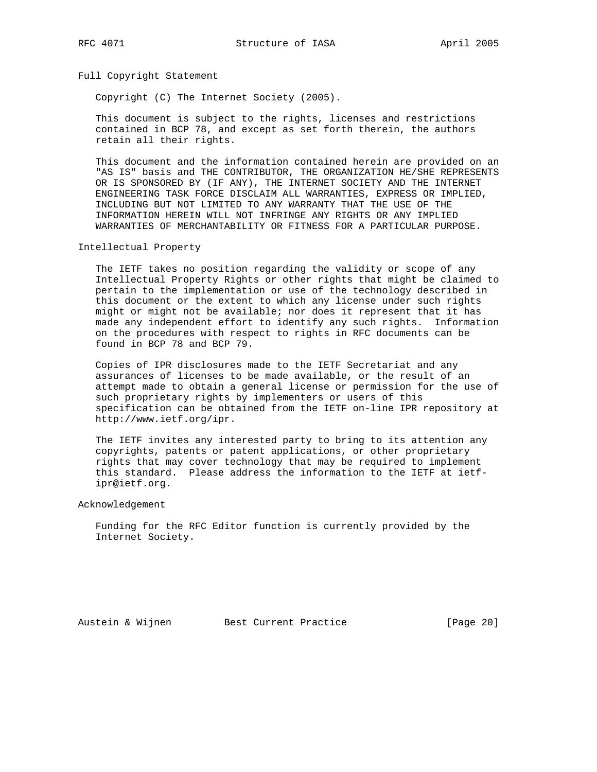## Full Copyright Statement

Copyright (C) The Internet Society (2005).

This document is subject to the rights, licenses and restrictions contained in BCP 78, and except as set forth therein, the authors retain all their rights.

This document and the information contained herein are provided on an "AS IS" basis and THE CONTRIBUTOR, THE ORGANIZATION HE/SHE REPRESENTS OR IS SPONSORED BY (IF ANY), THE INTERNET SOCIETY AND THE INTERNET ENGINEERING TASK FORCE DISCLAIM ALL WARRANTIES, EXPRESS OR IMPLIED, INCLUDING BUT NOT LIMITED TO ANY WARRANTY THAT THE USE OF THE INFORMATION HEREIN WILL NOT INFRINGE ANY RIGHTS OR ANY IMPLIED WARRANTIES OF MERCHANTABILITY OR FITNESS FOR A PARTICULAR PURPOSE.

## Intellectual Property

The IETF takes no position regarding the validity or scope of any Intellectual Property Rights or other rights that might be claimed to pertain to the implementation or use of the technology described in this document or the extent to which any license under such rights might or might not be available; nor does it represent that it has made any independent effort to identify any such rights. Information on the procedures with respect to rights in RFC documents can be found in BCP 78 and BCP 79.

Copies of IPR disclosures made to the IETF Secretariat and any assurances of licenses to be made available, or the result of an attempt made to obtain a general license or permission for the use of such proprietary rights by implementers or users of this specification can be obtained from the IETF on-line IPR repository at http://www.ietf.org/ipr.

The IETF invites any interested party to bring to its attention any copyrights, patents or patent applications, or other proprietary rights that may cover technology that may be required to implement this standard. Please address the information to the IETF at ietf-ipr@ietf.org.

## Acknowledgement

Funding for the RFC Editor function is currently provided by the Internet Society.